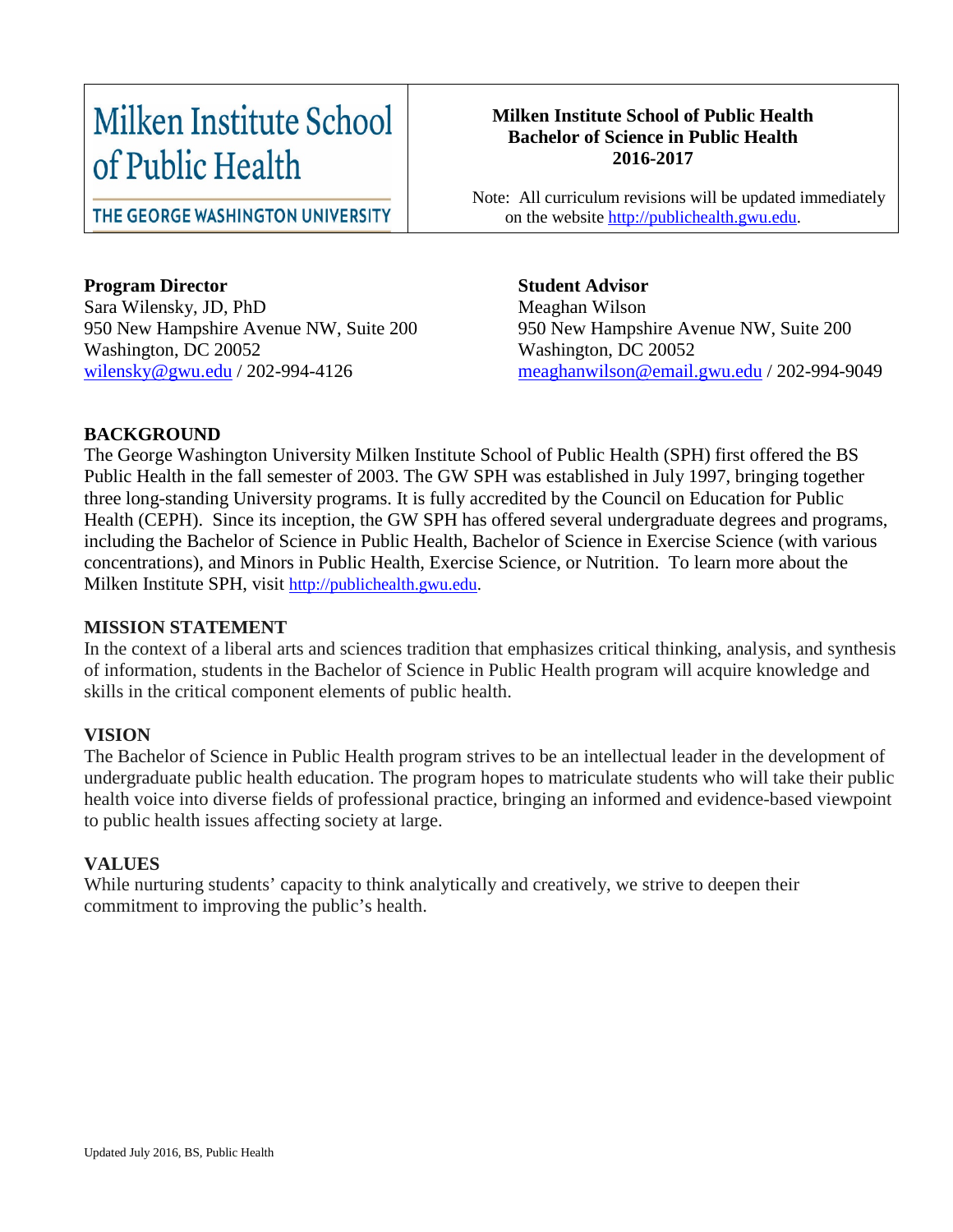Milken Institute School of Public Health

THE GEORGE WASHINGTON UNIVERSITY

**Milken Institute School of Public Health**
**Bachelor of Science in Public Health**
**2016-2017**

Note: All curriculum revisions will be updated immediately on the website http://publichealth.gwu.edu.

**Program Director**
Sara Wilensky, JD, PhD
950 New Hampshire Avenue NW, Suite 200
Washington, DC 20052
wilensky@gwu.edu / 202-994-4126

**Student Advisor**
Meaghan Wilson
950 New Hampshire Avenue NW, Suite 200
Washington, DC 20052
meaghanwilson@email.gwu.edu / 202-994-9049

## BACKGROUND

The George Washington University Milken Institute School of Public Health (SPH) first offered the BS Public Health in the fall semester of 2003. The GW SPH was established in July 1997, bringing together three long-standing University programs. It is fully accredited by the Council on Education for Public Health (CEPH). Since its inception, the GW SPH has offered several undergraduate degrees and programs, including the Bachelor of Science in Public Health, Bachelor of Science in Exercise Science (with various concentrations), and Minors in Public Health, Exercise Science, or Nutrition. To learn more about the Milken Institute SPH, visit http://publichealth.gwu.edu.

## MISSION STATEMENT

In the context of a liberal arts and sciences tradition that emphasizes critical thinking, analysis, and synthesis of information, students in the Bachelor of Science in Public Health program will acquire knowledge and skills in the critical component elements of public health.

## VISION

The Bachelor of Science in Public Health program strives to be an intellectual leader in the development of undergraduate public health education. The program hopes to matriculate students who will take their public health voice into diverse fields of professional practice, bringing an informed and evidence-based viewpoint to public health issues affecting society at large.

## VALUES

While nurturing students' capacity to think analytically and creatively, we strive to deepen their commitment to improving the public's health.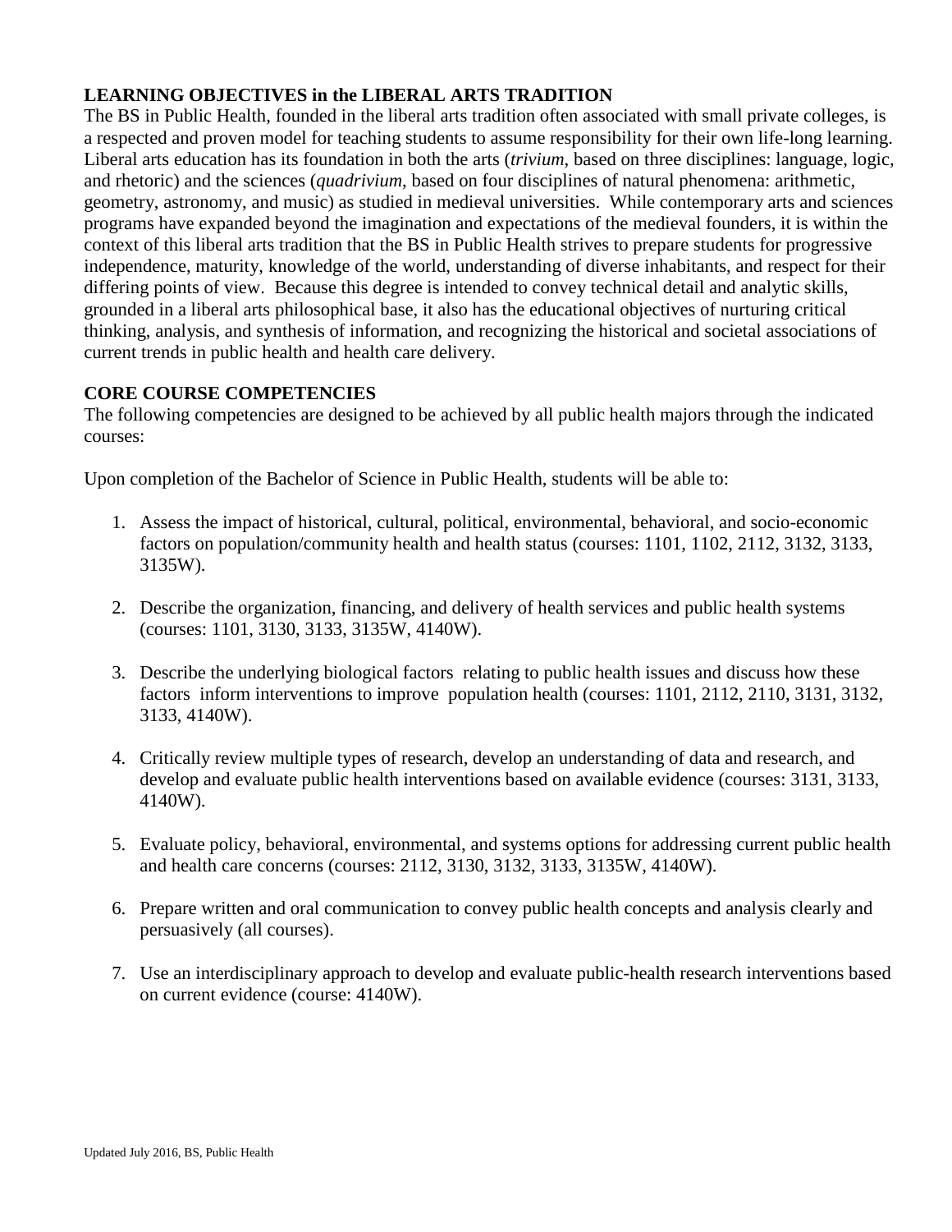## LEARNING OBJECTIVES in the LIBERAL ARTS TRADITION

The BS in Public Health, founded in the liberal arts tradition often associated with small private colleges, is a respected and proven model for teaching students to assume responsibility for their own life-long learning. Liberal arts education has its foundation in both the arts (*trivium*, based on three disciplines: language, logic, and rhetoric) and the sciences (*quadrivium*, based on four disciplines of natural phenomena: arithmetic, geometry, astronomy, and music) as studied in medieval universities. While contemporary arts and sciences programs have expanded beyond the imagination and expectations of the medieval founders, it is within the context of this liberal arts tradition that the BS in Public Health strives to prepare students for progressive independence, maturity, knowledge of the world, understanding of diverse inhabitants, and respect for their differing points of view. Because this degree is intended to convey technical detail and analytic skills, grounded in a liberal arts philosophical base, it also has the educational objectives of nurturing critical thinking, analysis, and synthesis of information, and recognizing the historical and societal associations of current trends in public health and health care delivery.

## CORE COURSE COMPETENCIES

The following competencies are designed to be achieved by all public health majors through the indicated courses:

Upon completion of the Bachelor of Science in Public Health, students will be able to:

1. Assess the impact of historical, cultural, political, environmental, behavioral, and socio-economic factors on population/community health and health status (courses: 1101, 1102, 2112, 3132, 3133, 3135W).

2. Describe the organization, financing, and delivery of health services and public health systems (courses: 1101, 3130, 3133, 3135W, 4140W).

3. Describe the underlying biological factors relating to public health issues and discuss how these factors inform interventions to improve population health (courses: 1101, 2112, 2110, 3131, 3132, 3133, 4140W).

4. Critically review multiple types of research, develop an understanding of data and research, and develop and evaluate public health interventions based on available evidence (courses: 3131, 3133, 4140W).

5. Evaluate policy, behavioral, environmental, and systems options for addressing current public health and health care concerns (courses: 2112, 3130, 3132, 3133, 3135W, 4140W).

6. Prepare written and oral communication to convey public health concepts and analysis clearly and persuasively (all courses).

7. Use an interdisciplinary approach to develop and evaluate public-health research interventions based on current evidence (course: 4140W).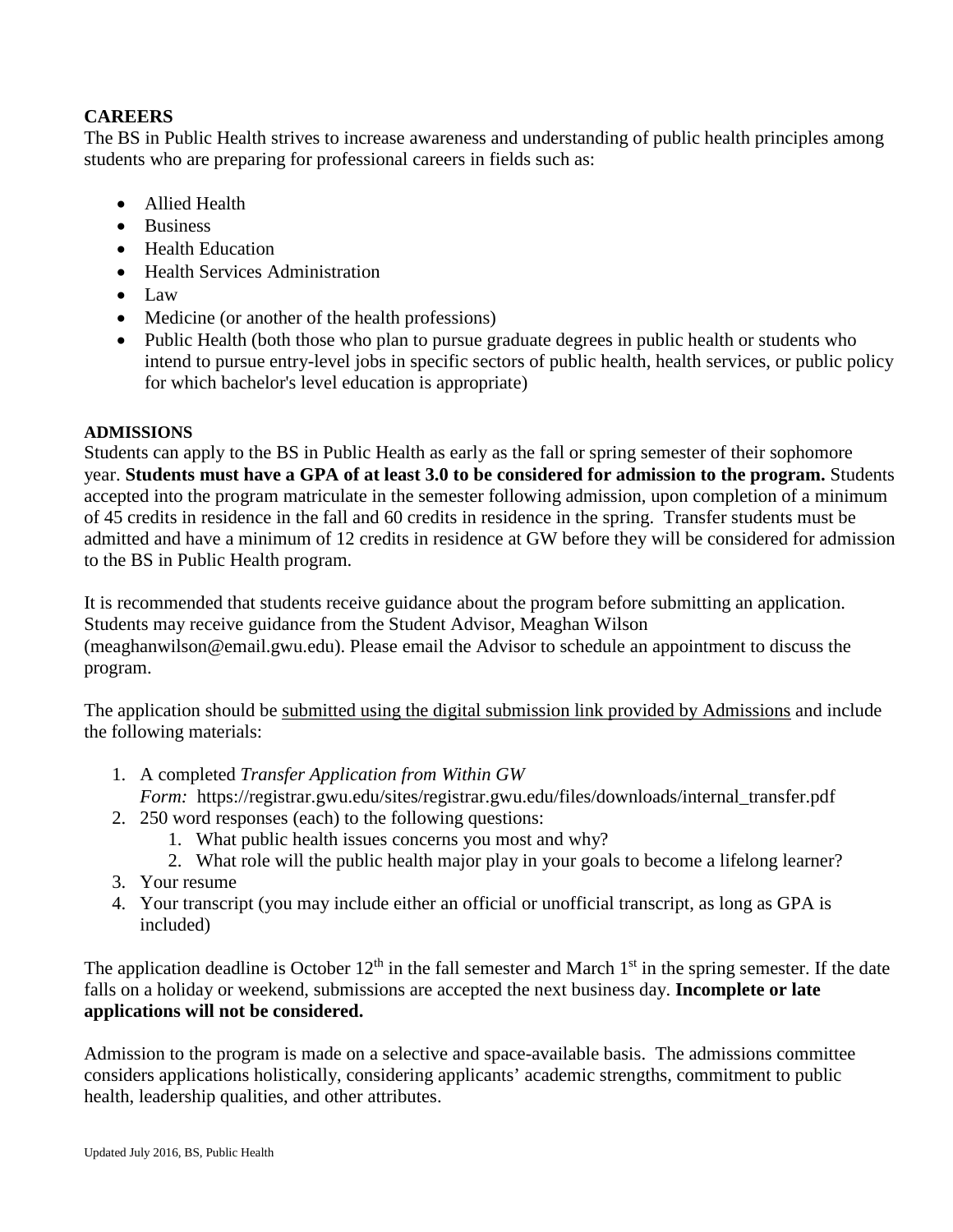**CAREERS**

The BS in Public Health strives to increase awareness and understanding of public health principles among students who are preparing for professional careers in fields such as:

- Allied Health
- Business
- Health Education
- Health Services Administration
- Law
- Medicine (or another of the health professions)
- Public Health (both those who plan to pursue graduate degrees in public health or students who intend to pursue entry-level jobs in specific sectors of public health, health services, or public policy for which bachelor's level education is appropriate)

**ADMISSIONS**

Students can apply to the BS in Public Health as early as the fall or spring semester of their sophomore year. **Students must have a GPA of at least 3.0 to be considered for admission to the program.** Students accepted into the program matriculate in the semester following admission, upon completion of a minimum of 45 credits in residence in the fall and 60 credits in residence in the spring. Transfer students must be admitted and have a minimum of 12 credits in residence at GW before they will be considered for admission to the BS in Public Health program.

It is recommended that students receive guidance about the program before submitting an application. Students may receive guidance from the Student Advisor, Meaghan Wilson (meaghanwilson@email.gwu.edu). Please email the Advisor to schedule an appointment to discuss the program.

The application should be submitted using the digital submission link provided by Admissions and include the following materials:

1. A completed *Transfer Application from Within GW Form:* https://registrar.gwu.edu/sites/registrar.gwu.edu/files/downloads/internal_transfer.pdf
2. 250 word responses (each) to the following questions:
    1. What public health issues concerns you most and why?
    2. What role will the public health major play in your goals to become a lifelong learner?
3. Your resume
4. Your transcript (you may include either an official or unofficial transcript, as long as GPA is included)

The application deadline is October 12th in the fall semester and March 1st in the spring semester. If the date falls on a holiday or weekend, submissions are accepted the next business day. **Incomplete or late applications will not be considered.**

Admission to the program is made on a selective and space-available basis. The admissions committee considers applications holistically, considering applicants' academic strengths, commitment to public health, leadership qualities, and other attributes.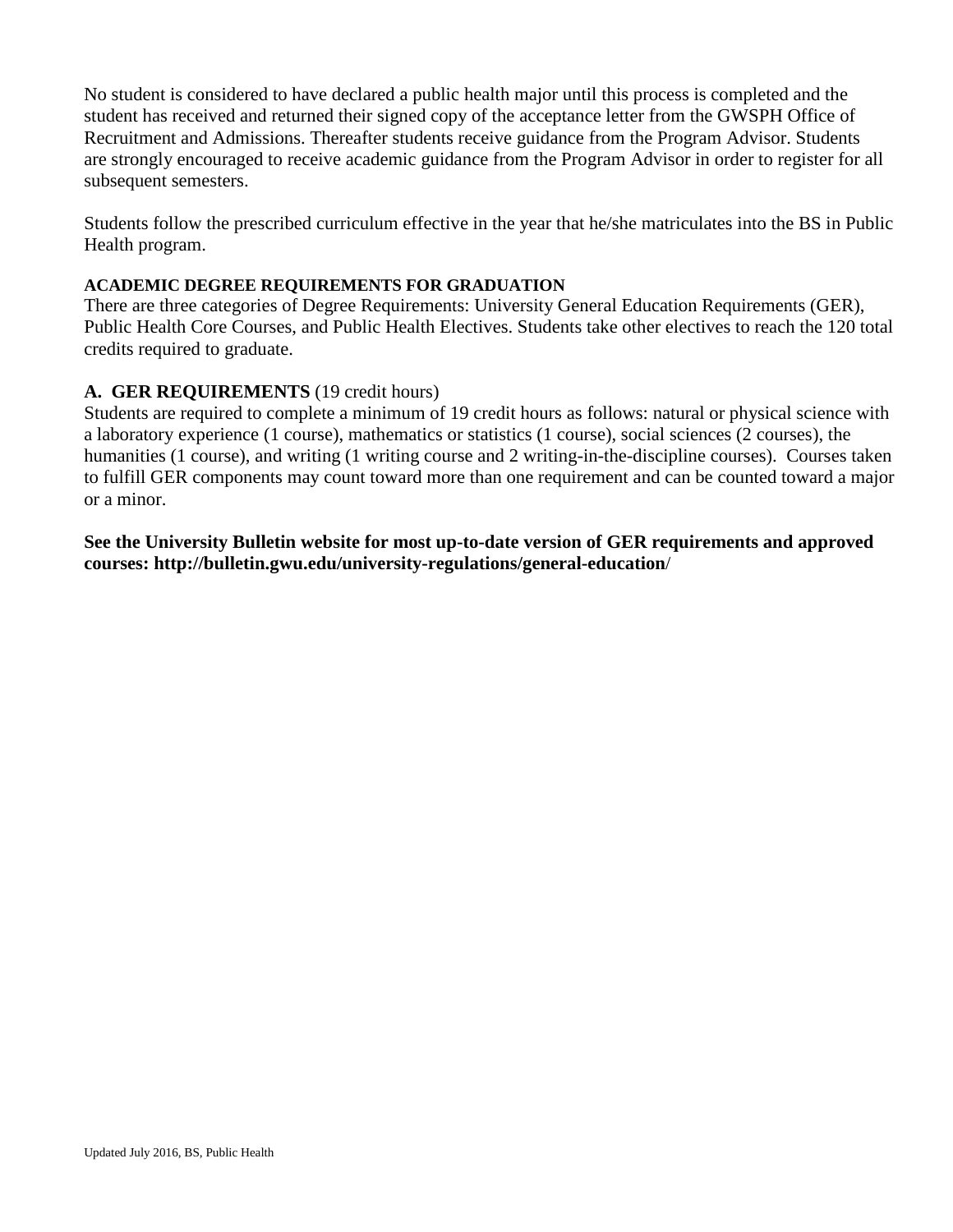No student is considered to have declared a public health major until this process is completed and the student has received and returned their signed copy of the acceptance letter from the GWSPH Office of Recruitment and Admissions. Thereafter students receive guidance from the Program Advisor. Students are strongly encouraged to receive academic guidance from the Program Advisor in order to register for all subsequent semesters.

Students follow the prescribed curriculum effective in the year that he/she matriculates into the BS in Public Health program.

### ACADEMIC DEGREE REQUIREMENTS FOR GRADUATION

There are three categories of Degree Requirements: University General Education Requirements (GER), Public Health Core Courses, and Public Health Electives. Students take other electives to reach the 120 total credits required to graduate.

### A. GER REQUIREMENTS (19 credit hours)

Students are required to complete a minimum of 19 credit hours as follows: natural or physical science with a laboratory experience (1 course), mathematics or statistics (1 course), social sciences (2 courses), the humanities (1 course), and writing (1 writing course and 2 writing-in-the-discipline courses). Courses taken to fulfill GER components may count toward more than one requirement and can be counted toward a major or a minor.

**See the University Bulletin website for most up-to-date version of GER requirements and approved courses: http://bulletin.gwu.edu/university-regulations/general-education/**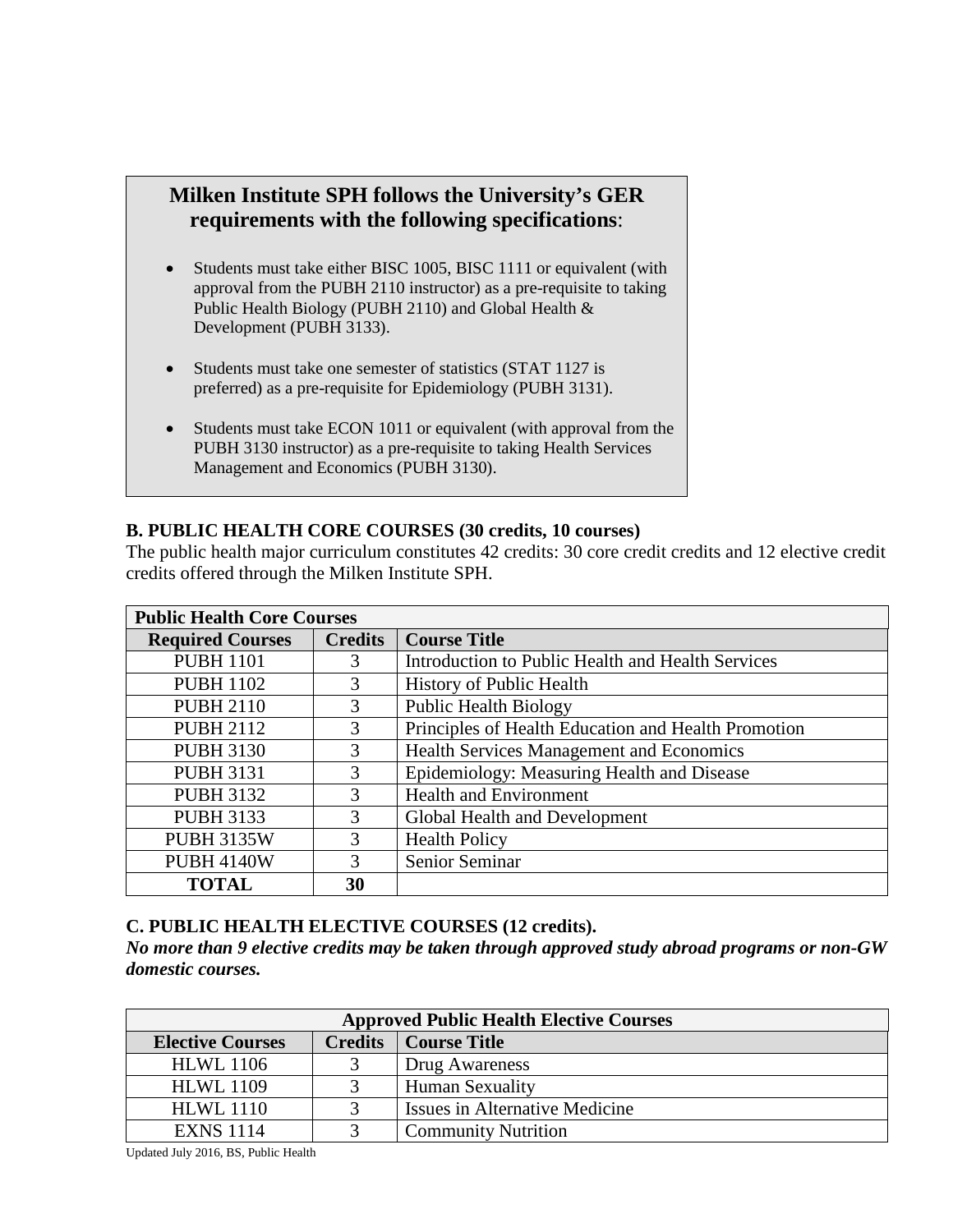**Milken Institute SPH follows the University's GER requirements with the following specifications**:

- Students must take either BISC 1005, BISC 1111 or equivalent (with approval from the PUBH 2110 instructor) as a pre-requisite to taking Public Health Biology (PUBH 2110) and Global Health & Development (PUBH 3133).
- Students must take one semester of statistics (STAT 1127 is preferred) as a pre-requisite for Epidemiology (PUBH 3131).
- Students must take ECON 1011 or equivalent (with approval from the PUBH 3130 instructor) as a pre-requisite to taking Health Services Management and Economics (PUBH 3130).

### B. PUBLIC HEALTH CORE COURSES (30 credits, 10 courses)

The public health major curriculum constitutes 42 credits: 30 core credit credits and 12 elective credit credits offered through the Milken Institute SPH.

| **Public Health Core Courses** | | |
|---|---|---|
| **Required Courses** | **Credits** | **Course Title** |
| PUBH 1101 | 3 | Introduction to Public Health and Health Services |
| PUBH 1102 | 3 | History of Public Health |
| PUBH 2110 | 3 | Public Health Biology |
| PUBH 2112 | 3 | Principles of Health Education and Health Promotion |
| PUBH 3130 | 3 | Health Services Management and Economics |
| PUBH 3131 | 3 | Epidemiology: Measuring Health and Disease |
| PUBH 3132 | 3 | Health and Environment |
| PUBH 3133 | 3 | Global Health and Development |
| PUBH 3135W | 3 | Health Policy |
| PUBH 4140W | 3 | Senior Seminar |
| **TOTAL** | **30** | |

### C. PUBLIC HEALTH ELECTIVE COURSES (12 credits).

***No more than 9 elective credits may be taken through approved study abroad programs or non-GW domestic courses.***

| **Approved Public Health Elective Courses** | | |
|---|---|---|
| **Elective Courses** | **Credits** | **Course Title** |
| HLWL 1106 | 3 | Drug Awareness |
| HLWL 1109 | 3 | Human Sexuality |
| HLWL 1110 | 3 | Issues in Alternative Medicine |
| EXNS 1114 | 3 | Community Nutrition |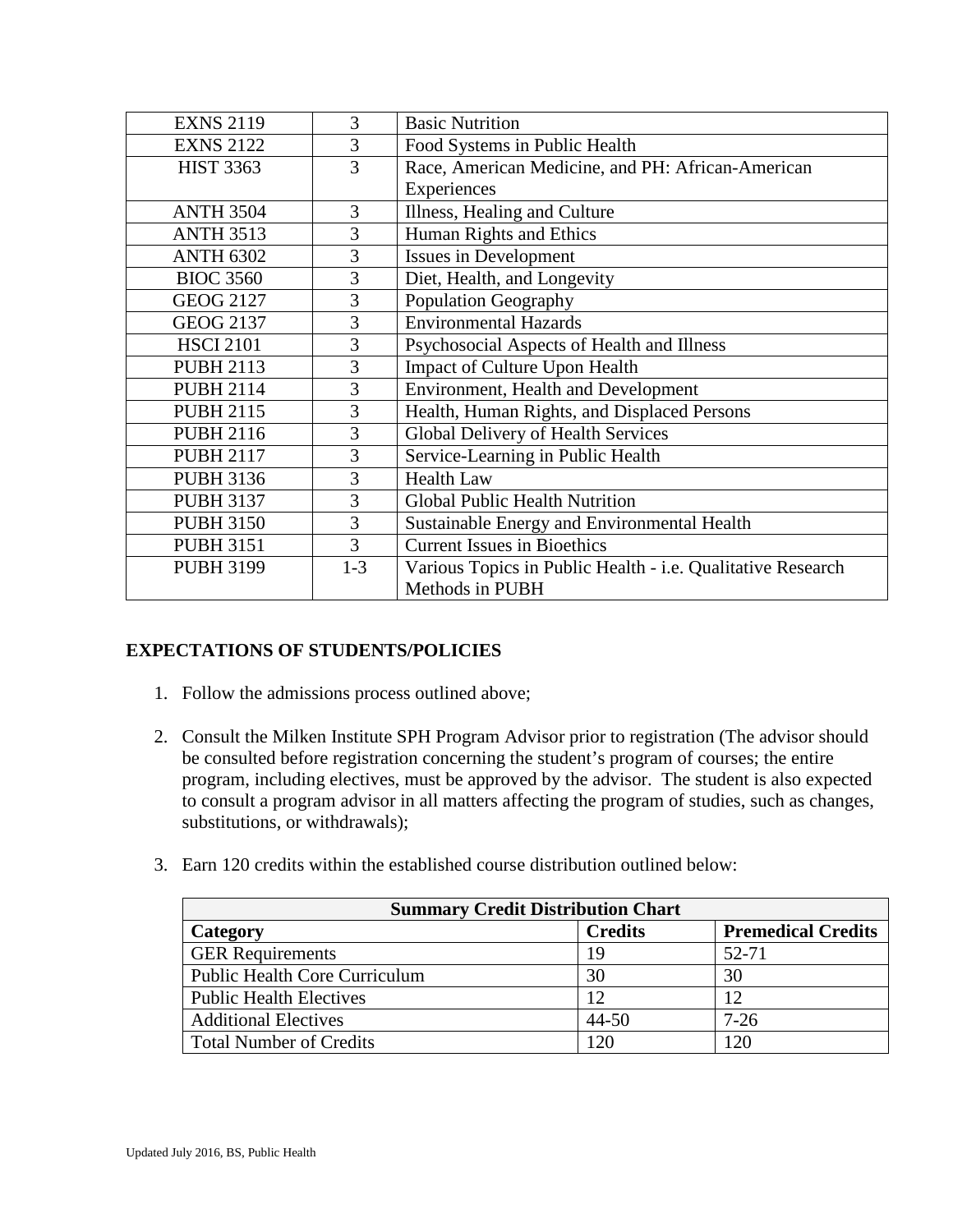| EXNS 2119 | 3 | Basic Nutrition |
|---|---|---|
| EXNS 2122 | 3 | Food Systems in Public Health |
| HIST 3363 | 3 | Race, American Medicine, and PH: African-American Experiences |
| ANTH 3504 | 3 | Illness, Healing and Culture |
| ANTH 3513 | 3 | Human Rights and Ethics |
| ANTH 6302 | 3 | Issues in Development |
| BIOC 3560 | 3 | Diet, Health, and Longevity |
| GEOG 2127 | 3 | Population Geography |
| GEOG 2137 | 3 | Environmental Hazards |
| HSCI 2101 | 3 | Psychosocial Aspects of Health and Illness |
| PUBH 2113 | 3 | Impact of Culture Upon Health |
| PUBH 2114 | 3 | Environment, Health and Development |
| PUBH 2115 | 3 | Health, Human Rights, and Displaced Persons |
| PUBH 2116 | 3 | Global Delivery of Health Services |
| PUBH 2117 | 3 | Service-Learning in Public Health |
| PUBH 3136 | 3 | Health Law |
| PUBH 3137 | 3 | Global Public Health Nutrition |
| PUBH 3150 | 3 | Sustainable Energy and Environmental Health |
| PUBH 3151 | 3 | Current Issues in Bioethics |
| PUBH 3199 | 1-3 | Various Topics in Public Health - i.e. Qualitative Research Methods in PUBH |

## EXPECTATIONS OF STUDENTS/POLICIES

1. Follow the admissions process outlined above;

2. Consult the Milken Institute SPH Program Advisor prior to registration (The advisor should be consulted before registration concerning the student's program of courses; the entire program, including electives, must be approved by the advisor. The student is also expected to consult a program advisor in all matters affecting the program of studies, such as changes, substitutions, or withdrawals);

3. Earn 120 credits within the established course distribution outlined below:

| Summary Credit Distribution Chart | | |
|---|---|---|
| **Category** | **Credits** | **Premedical Credits** |
| GER Requirements | 19 | 52-71 |
| Public Health Core Curriculum | 30 | 30 |
| Public Health Electives | 12 | 12 |
| Additional Electives | 44-50 | 7-26 |
| Total Number of Credits | 120 | 120 |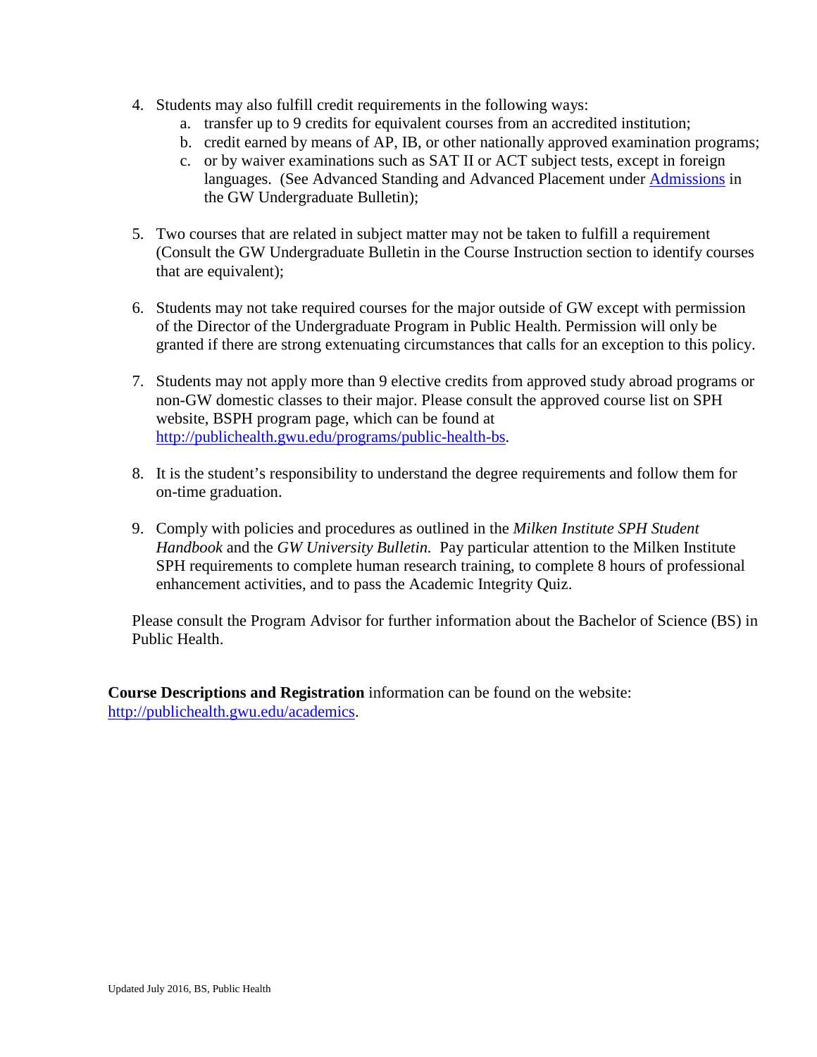4. Students may also fulfill credit requirements in the following ways:
   a. transfer up to 9 credits for equivalent courses from an accredited institution;
   b. credit earned by means of AP, IB, or other nationally approved examination programs;
   c. or by waiver examinations such as SAT II or ACT subject tests, except in foreign languages. (See Advanced Standing and Advanced Placement under [Admissions]() in the GW Undergraduate Bulletin);

5. Two courses that are related in subject matter may not be taken to fulfill a requirement (Consult the GW Undergraduate Bulletin in the Course Instruction section to identify courses that are equivalent);

6. Students may not take required courses for the major outside of GW except with permission of the Director of the Undergraduate Program in Public Health. Permission will only be granted if there are strong extenuating circumstances that calls for an exception to this policy.

7. Students may not apply more than 9 elective credits from approved study abroad programs or non-GW domestic classes to their major. Please consult the approved course list on SPH website, BSPH program page, which can be found at http://publichealth.gwu.edu/programs/public-health-bs.

8. It is the student's responsibility to understand the degree requirements and follow them for on-time graduation.

9. Comply with policies and procedures as outlined in the *Milken Institute SPH Student Handbook* and the *GW University Bulletin.* Pay particular attention to the Milken Institute SPH requirements to complete human research training, to complete 8 hours of professional enhancement activities, and to pass the Academic Integrity Quiz.

Please consult the Program Advisor for further information about the Bachelor of Science (BS) in Public Health.

**Course Descriptions and Registration** information can be found on the website: http://publichealth.gwu.edu/academics.

Updated July 2016, BS, Public Health